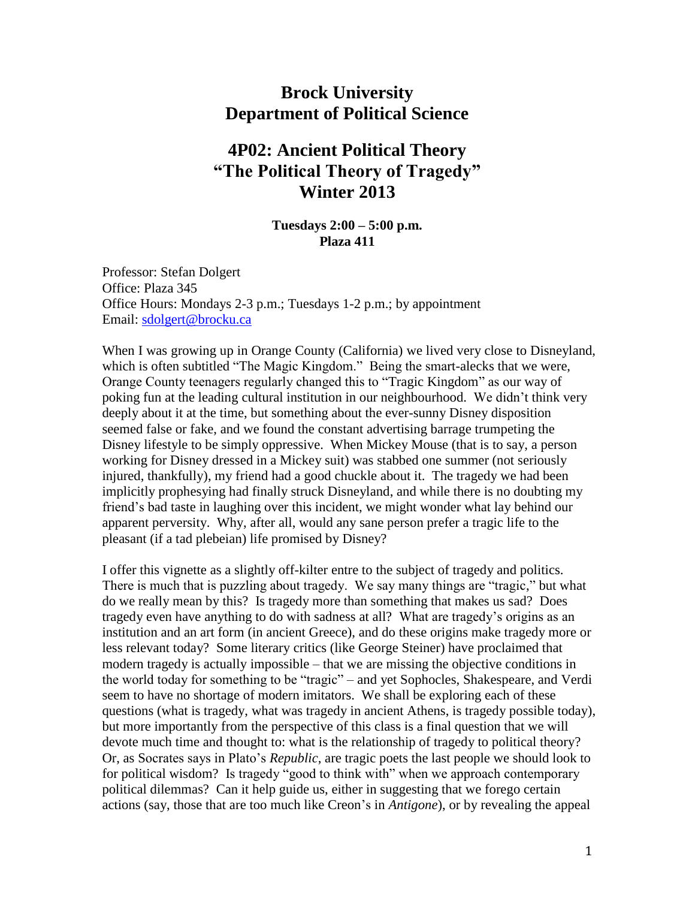# Brock University
# Department of Political Science

## 4P02: Ancient Political Theory
## "The Political Theory of Tragedy"
## Winter 2013

**Tuesdays 2:00 – 5:00 p.m.**
**Plaza 411**

Professor: Stefan Dolgert
Office: Plaza 345
Office Hours: Mondays 2-3 p.m.; Tuesdays 1-2 p.m.; by appointment
Email: sdolgert@brocku.ca

When I was growing up in Orange County (California) we lived very close to Disneyland, which is often subtitled "The Magic Kingdom." Being the smart-alecks that we were, Orange County teenagers regularly changed this to "Tragic Kingdom" as our way of poking fun at the leading cultural institution in our neighbourhood. We didn't think very deeply about it at the time, but something about the ever-sunny Disney disposition seemed false or fake, and we found the constant advertising barrage trumpeting the Disney lifestyle to be simply oppressive. When Mickey Mouse (that is to say, a person working for Disney dressed in a Mickey suit) was stabbed one summer (not seriously injured, thankfully), my friend had a good chuckle about it. The tragedy we had been implicitly prophesying had finally struck Disneyland, and while there is no doubting my friend's bad taste in laughing over this incident, we might wonder what lay behind our apparent perversity. Why, after all, would any sane person prefer a tragic life to the pleasant (if a tad plebeian) life promised by Disney?

I offer this vignette as a slightly off-kilter entre to the subject of tragedy and politics. There is much that is puzzling about tragedy. We say many things are "tragic," but what do we really mean by this? Is tragedy more than something that makes us sad? Does tragedy even have anything to do with sadness at all? What are tragedy's origins as an institution and an art form (in ancient Greece), and do these origins make tragedy more or less relevant today? Some literary critics (like George Steiner) have proclaimed that modern tragedy is actually impossible – that we are missing the objective conditions in the world today for something to be "tragic" – and yet Sophocles, Shakespeare, and Verdi seem to have no shortage of modern imitators. We shall be exploring each of these questions (what is tragedy, what was tragedy in ancient Athens, is tragedy possible today), but more importantly from the perspective of this class is a final question that we will devote much time and thought to: what is the relationship of tragedy to political theory? Or, as Socrates says in Plato's *Republic*, are tragic poets the last people we should look to for political wisdom? Is tragedy "good to think with" when we approach contemporary political dilemmas? Can it help guide us, either in suggesting that we forego certain actions (say, those that are too much like Creon's in *Antigone*), or by revealing the appeal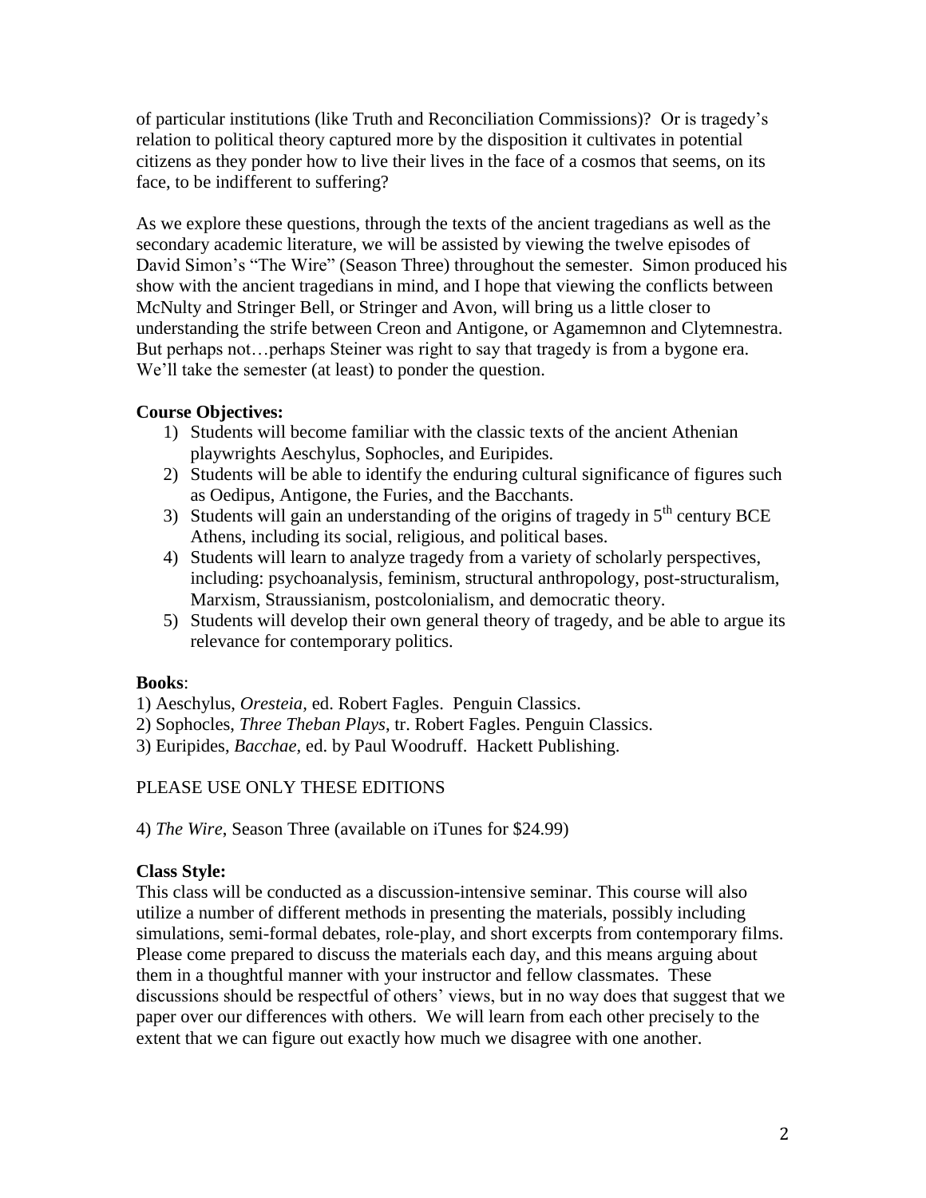of particular institutions (like Truth and Reconciliation Commissions)? Or is tragedy's relation to political theory captured more by the disposition it cultivates in potential citizens as they ponder how to live their lives in the face of a cosmos that seems, on its face, to be indifferent to suffering?

As we explore these questions, through the texts of the ancient tragedians as well as the secondary academic literature, we will be assisted by viewing the twelve episodes of David Simon's "The Wire" (Season Three) throughout the semester. Simon produced his show with the ancient tragedians in mind, and I hope that viewing the conflicts between McNulty and Stringer Bell, or Stringer and Avon, will bring us a little closer to understanding the strife between Creon and Antigone, or Agamemnon and Clytemnestra. But perhaps not…perhaps Steiner was right to say that tragedy is from a bygone era. We'll take the semester (at least) to ponder the question.

**Course Objectives:**

1) Students will become familiar with the classic texts of the ancient Athenian playwrights Aeschylus, Sophocles, and Euripides.
2) Students will be able to identify the enduring cultural significance of figures such as Oedipus, Antigone, the Furies, and the Bacchants.
3) Students will gain an understanding of the origins of tragedy in 5th century BCE Athens, including its social, religious, and political bases.
4) Students will learn to analyze tragedy from a variety of scholarly perspectives, including: psychoanalysis, feminism, structural anthropology, post-structuralism, Marxism, Straussianism, postcolonialism, and democratic theory.
5) Students will develop their own general theory of tragedy, and be able to argue its relevance for contemporary politics.

**Books**:

1) Aeschylus, *Oresteia,* ed. Robert Fagles. Penguin Classics.
2) Sophocles, *Three Theban Plays*, tr. Robert Fagles. Penguin Classics.
3) Euripides, *Bacchae,* ed. by Paul Woodruff. Hackett Publishing.

PLEASE USE ONLY THESE EDITIONS

4) *The Wire*, Season Three (available on iTunes for $24.99)

**Class Style:**

This class will be conducted as a discussion-intensive seminar. This course will also utilize a number of different methods in presenting the materials, possibly including simulations, semi-formal debates, role-play, and short excerpts from contemporary films. Please come prepared to discuss the materials each day, and this means arguing about them in a thoughtful manner with your instructor and fellow classmates. These discussions should be respectful of others' views, but in no way does that suggest that we paper over our differences with others. We will learn from each other precisely to the extent that we can figure out exactly how much we disagree with one another.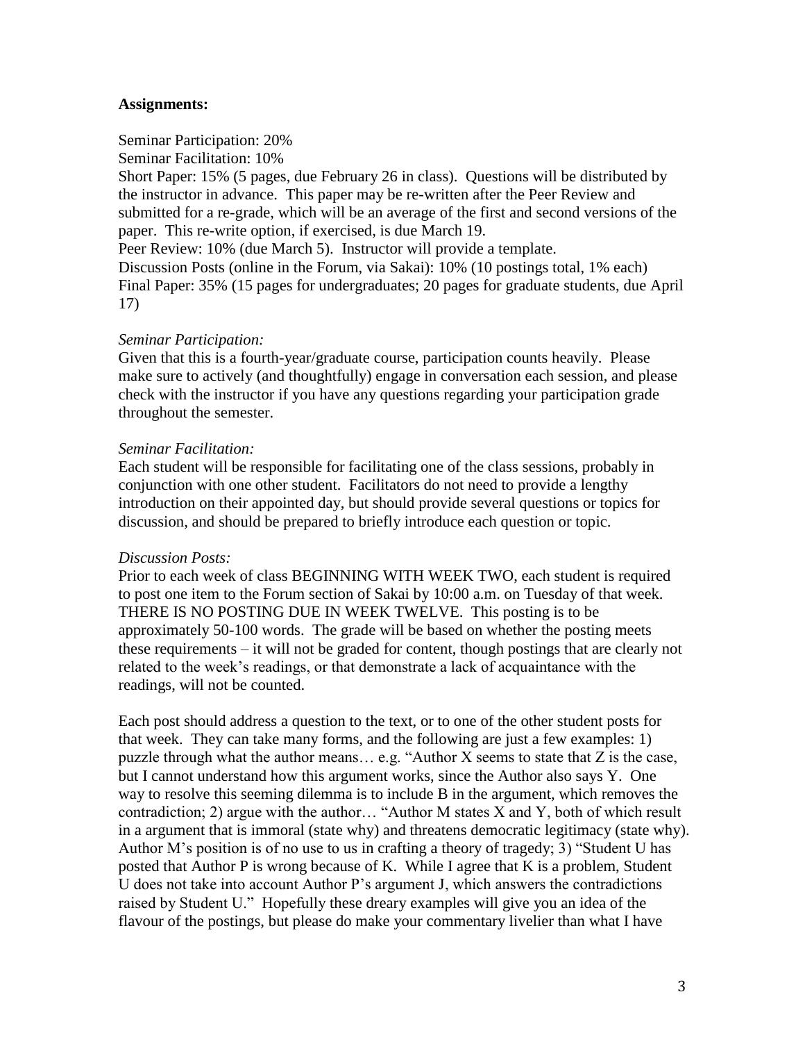**Assignments:**

Seminar Participation: 20%  
Seminar Facilitation: 10%  
Short Paper: 15% (5 pages, due February 26 in class). Questions will be distributed by the instructor in advance. This paper may be re-written after the Peer Review and submitted for a re-grade, which will be an average of the first and second versions of the paper. This re-write option, if exercised, is due March 19.  
Peer Review: 10% (due March 5). Instructor will provide a template.  
Discussion Posts (online in the Forum, via Sakai): 10% (10 postings total, 1% each)  
Final Paper: 35% (15 pages for undergraduates; 20 pages for graduate students, due April 17)

*Seminar Participation:*  
Given that this is a fourth-year/graduate course, participation counts heavily. Please make sure to actively (and thoughtfully) engage in conversation each session, and please check with the instructor if you have any questions regarding your participation grade throughout the semester.

*Seminar Facilitation:*  
Each student will be responsible for facilitating one of the class sessions, probably in conjunction with one other student. Facilitators do not need to provide a lengthy introduction on their appointed day, but should provide several questions or topics for discussion, and should be prepared to briefly introduce each question or topic.

*Discussion Posts:*  
Prior to each week of class BEGINNING WITH WEEK TWO, each student is required to post one item to the Forum section of Sakai by 10:00 a.m. on Tuesday of that week. THERE IS NO POSTING DUE IN WEEK TWELVE. This posting is to be approximately 50-100 words. The grade will be based on whether the posting meets these requirements – it will not be graded for content, though postings that are clearly not related to the week's readings, or that demonstrate a lack of acquaintance with the readings, will not be counted.

Each post should address a question to the text, or to one of the other student posts for that week. They can take many forms, and the following are just a few examples: 1) puzzle through what the author means… e.g. "Author X seems to state that Z is the case, but I cannot understand how this argument works, since the Author also says Y. One way to resolve this seeming dilemma is to include B in the argument, which removes the contradiction; 2) argue with the author… "Author M states X and Y, both of which result in a argument that is immoral (state why) and threatens democratic legitimacy (state why). Author M's position is of no use to us in crafting a theory of tragedy; 3) "Student U has posted that Author P is wrong because of K. While I agree that K is a problem, Student U does not take into account Author P's argument J, which answers the contradictions raised by Student U." Hopefully these dreary examples will give you an idea of the flavour of the postings, but please do make your commentary livelier than what I have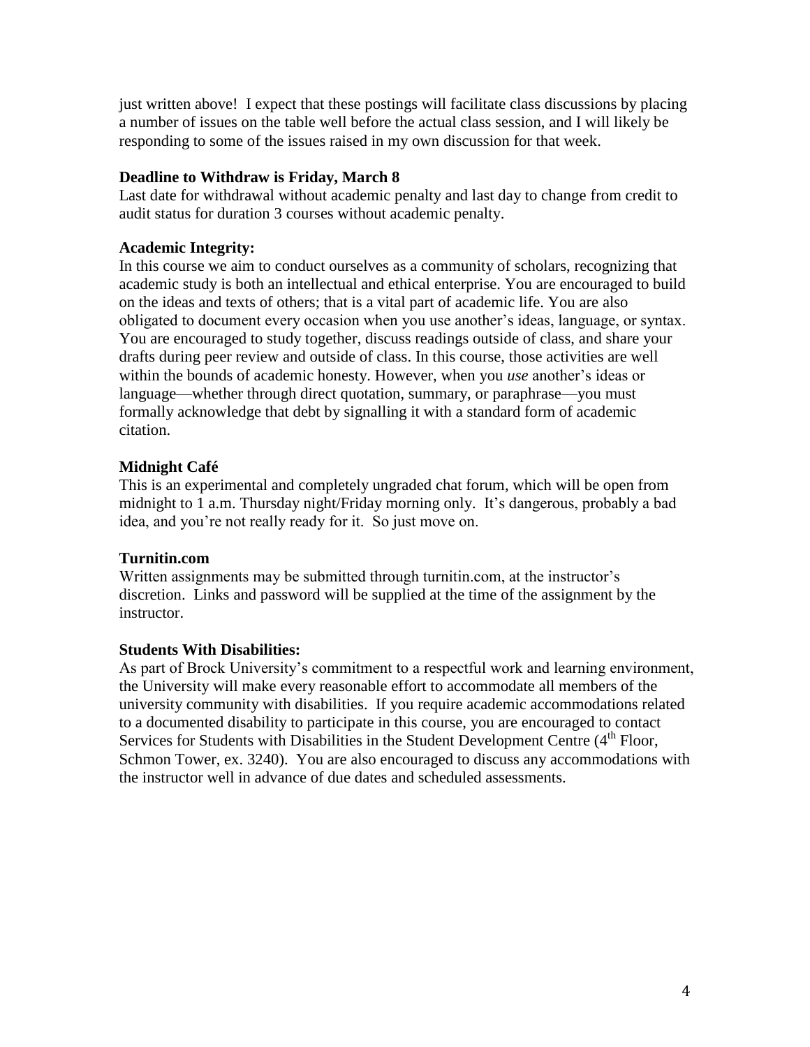just written above! I expect that these postings will facilitate class discussions by placing a number of issues on the table well before the actual class session, and I will likely be responding to some of the issues raised in my own discussion for that week.

**Deadline to Withdraw is Friday, March 8**

Last date for withdrawal without academic penalty and last day to change from credit to audit status for duration 3 courses without academic penalty.

**Academic Integrity:**

In this course we aim to conduct ourselves as a community of scholars, recognizing that academic study is both an intellectual and ethical enterprise. You are encouraged to build on the ideas and texts of others; that is a vital part of academic life. You are also obligated to document every occasion when you use another's ideas, language, or syntax. You are encouraged to study together, discuss readings outside of class, and share your drafts during peer review and outside of class. In this course, those activities are well within the bounds of academic honesty. However, when you *use* another's ideas or language—whether through direct quotation, summary, or paraphrase—you must formally acknowledge that debt by signalling it with a standard form of academic citation.

**Midnight Café**

This is an experimental and completely ungraded chat forum, which will be open from midnight to 1 a.m. Thursday night/Friday morning only. It's dangerous, probably a bad idea, and you're not really ready for it. So just move on.

**Turnitin.com**

Written assignments may be submitted through turnitin.com, at the instructor's discretion. Links and password will be supplied at the time of the assignment by the instructor.

**Students With Disabilities:**

As part of Brock University's commitment to a respectful work and learning environment, the University will make every reasonable effort to accommodate all members of the university community with disabilities. If you require academic accommodations related to a documented disability to participate in this course, you are encouraged to contact Services for Students with Disabilities in the Student Development Centre (4th Floor, Schmon Tower, ex. 3240). You are also encouraged to discuss any accommodations with the instructor well in advance of due dates and scheduled assessments.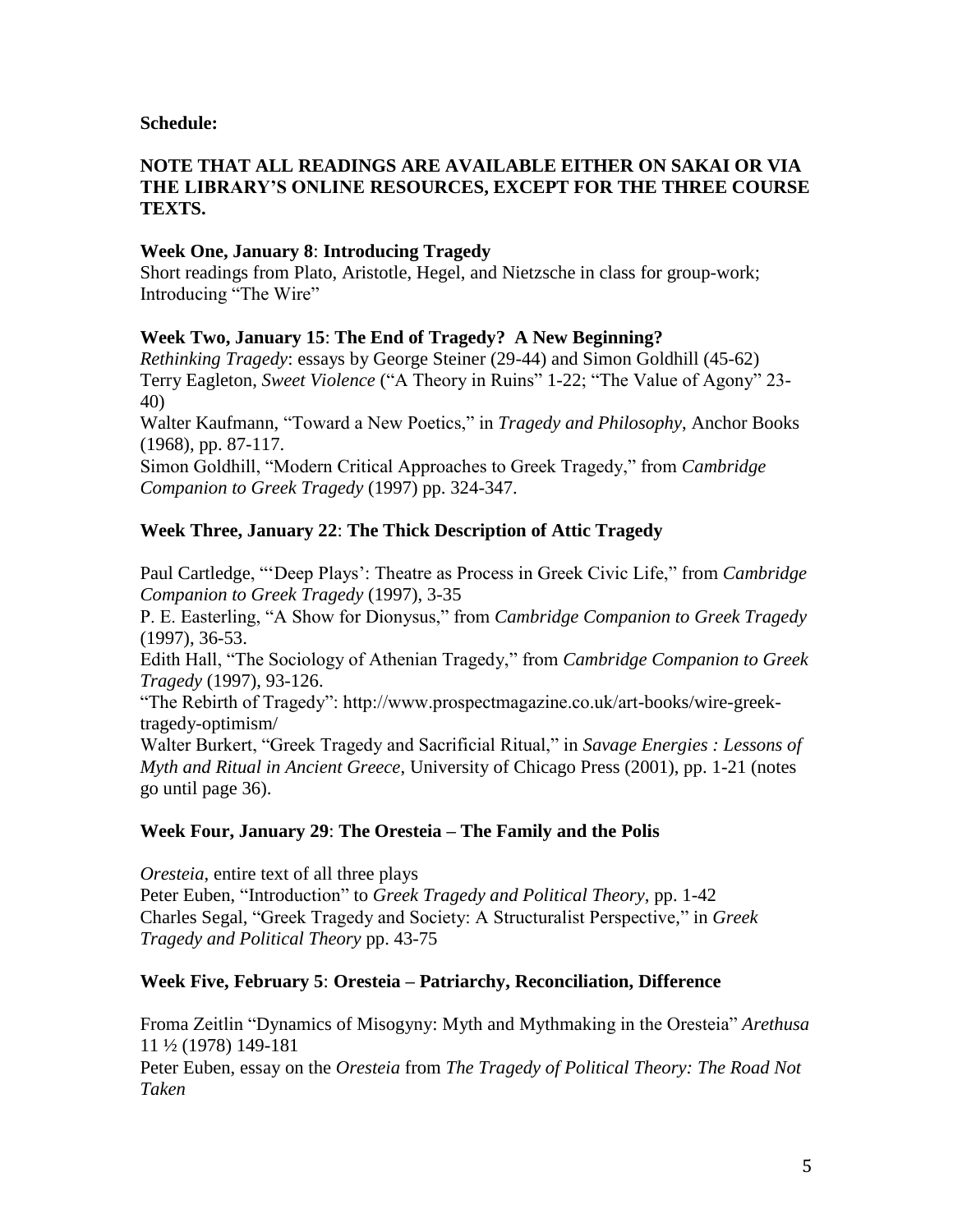**Schedule:**

**NOTE THAT ALL READINGS ARE AVAILABLE EITHER ON SAKAI OR VIA THE LIBRARY'S ONLINE RESOURCES, EXCEPT FOR THE THREE COURSE TEXTS.**

**Week One, January 8**: **Introducing Tragedy**

Short readings from Plato, Aristotle, Hegel, and Nietzsche in class for group-work; Introducing "The Wire"

**Week Two, January 15**: **The End of Tragedy? A New Beginning?**

*Rethinking Tragedy*: essays by George Steiner (29-44) and Simon Goldhill (45-62)
Terry Eagleton, *Sweet Violence* ("A Theory in Ruins" 1-22; "The Value of Agony" 23-40)
Walter Kaufmann, "Toward a New Poetics," in *Tragedy and Philosophy*, Anchor Books (1968), pp. 87-117.
Simon Goldhill, "Modern Critical Approaches to Greek Tragedy," from *Cambridge Companion to Greek Tragedy* (1997) pp. 324-347.

**Week Three, January 22**: **The Thick Description of Attic Tragedy**

Paul Cartledge, "'Deep Plays': Theatre as Process in Greek Civic Life," from *Cambridge Companion to Greek Tragedy* (1997), 3-35
P. E. Easterling, "A Show for Dionysus," from *Cambridge Companion to Greek Tragedy* (1997), 36-53.
Edith Hall, "The Sociology of Athenian Tragedy," from *Cambridge Companion to Greek Tragedy* (1997), 93-126.
"The Rebirth of Tragedy": http://www.prospectmagazine.co.uk/art-books/wire-greek-tragedy-optimism/
Walter Burkert, "Greek Tragedy and Sacrificial Ritual," in *Savage Energies : Lessons of Myth and Ritual in Ancient Greece*, University of Chicago Press (2001), pp. 1-21 (notes go until page 36).

**Week Four, January 29**: **The Oresteia – The Family and the Polis**

*Oresteia*, entire text of all three plays
Peter Euben, "Introduction" to *Greek Tragedy and Political Theory*, pp. 1-42
Charles Segal, "Greek Tragedy and Society: A Structuralist Perspective," in *Greek Tragedy and Political Theory* pp. 43-75

**Week Five, February 5**: **Oresteia – Patriarchy, Reconciliation, Difference**

Froma Zeitlin "Dynamics of Misogyny: Myth and Mythmaking in the Oresteia" *Arethusa* 11 ½ (1978) 149-181
Peter Euben, essay on the *Oresteia* from *The Tragedy of Political Theory: The Road Not Taken*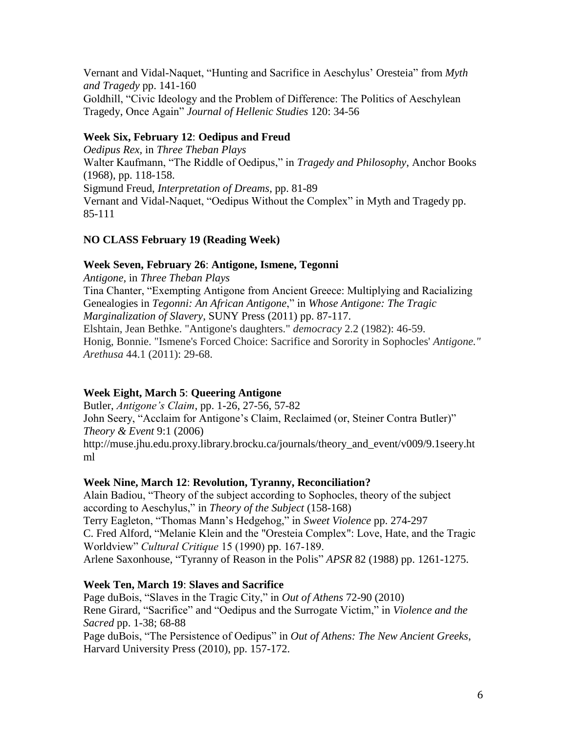Vernant and Vidal-Naquet, "Hunting and Sacrifice in Aeschylus' Oresteia" from *Myth and Tragedy* pp. 141-160
Goldhill, "Civic Ideology and the Problem of Difference: The Politics of Aeschylean Tragedy, Once Again" *Journal of Hellenic Studies* 120: 34-56

**Week Six, February 12**: **Oedipus and Freud**
*Oedipus Rex,* in *Three Theban Plays*
Walter Kaufmann, "The Riddle of Oedipus," in *Tragedy and Philosophy*, Anchor Books (1968), pp. 118-158.
Sigmund Freud, *Interpretation of Dreams*, pp. 81-89
Vernant and Vidal-Naquet, "Oedipus Without the Complex" in Myth and Tragedy pp. 85-111

**NO CLASS February 19 (Reading Week)**

**Week Seven, February 26**: **Antigone, Ismene, Tegonni**
*Antigone,* in *Three Theban Plays*
Tina Chanter, "Exempting Antigone from Ancient Greece: Multiplying and Racializing Genealogies in *Tegonni: An African Antigone*," in *Whose Antigone: The Tragic Marginalization of Slavery*, SUNY Press (2011) pp. 87-117.
Elshtain, Jean Bethke. "Antigone's daughters." *democracy* 2.2 (1982): 46-59.
Honig, Bonnie. "Ismene's Forced Choice: Sacrifice and Sorority in Sophocles' *Antigone." Arethusa* 44.1 (2011): 29-68.

**Week Eight, March 5**: **Queering Antigone**
Butler, *Antigone's Claim*, pp. 1-26, 27-56, 57-82
John Seery, "Acclaim for Antigone's Claim, Reclaimed (or, Steiner Contra Butler)" *Theory & Event* 9:1 (2006)
http://muse.jhu.edu.proxy.library.brocku.ca/journals/theory_and_event/v009/9.1seery.html

**Week Nine, March 12**: **Revolution, Tyranny, Reconciliation?**
Alain Badiou, "Theory of the subject according to Sophocles, theory of the subject according to Aeschylus," in *Theory of the Subject* (158-168)
Terry Eagleton, "Thomas Mann's Hedgehog," in *Sweet Violence* pp. 274-297
C. Fred Alford, "Melanie Klein and the "Oresteia Complex": Love, Hate, and the Tragic Worldview" *Cultural Critique* 15 (1990) pp. 167-189.
Arlene Saxonhouse, "Tyranny of Reason in the Polis" *APSR* 82 (1988) pp. 1261-1275.

**Week Ten, March 19**: **Slaves and Sacrifice**
Page duBois, "Slaves in the Tragic City," in *Out of Athens* 72-90 (2010)
Rene Girard, "Sacrifice" and "Oedipus and the Surrogate Victim," in *Violence and the Sacred* pp. 1-38; 68-88
Page duBois, "The Persistence of Oedipus" in *Out of Athens: The New Ancient Greeks*, Harvard University Press (2010), pp. 157-172.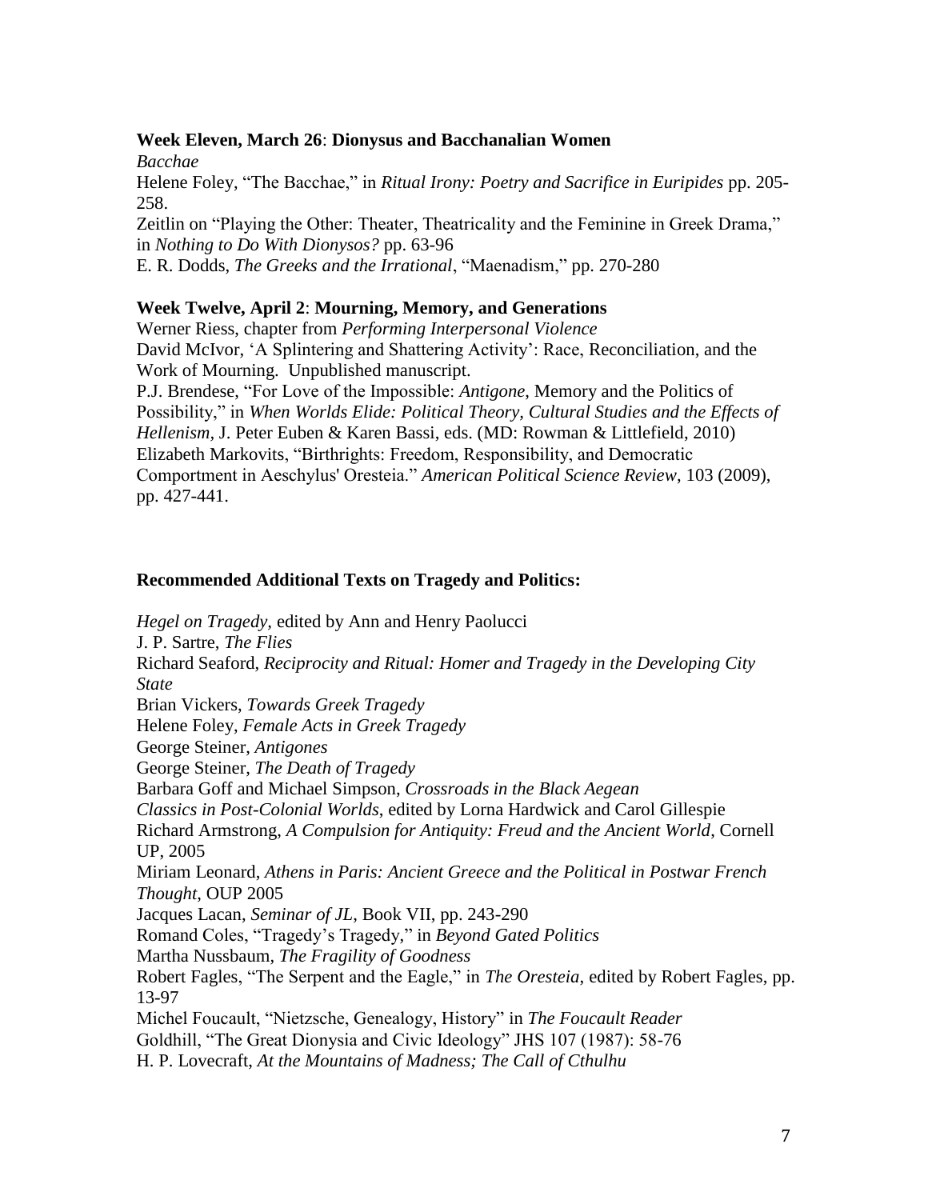**Week Eleven, March 26**: **Dionysus and Bacchanalian Women**

*Bacchae*

Helene Foley, "The Bacchae," in *Ritual Irony: Poetry and Sacrifice in Euripides* pp. 205-258.

Zeitlin on "Playing the Other: Theater, Theatricality and the Feminine in Greek Drama," in *Nothing to Do With Dionysos?* pp. 63-96

E. R. Dodds, *The Greeks and the Irrational*, "Maenadism," pp. 270-280

**Week Twelve, April 2**: **Mourning, Memory, and Generations**

Werner Riess, chapter from *Performing Interpersonal Violence*

David McIvor, 'A Splintering and Shattering Activity': Race, Reconciliation, and the Work of Mourning. Unpublished manuscript.

P.J. Brendese, "For Love of the Impossible: *Antigone*, Memory and the Politics of Possibility," in *When Worlds Elide: Political Theory, Cultural Studies and the Effects of Hellenism*, J. Peter Euben & Karen Bassi, eds. (MD: Rowman & Littlefield, 2010)

Elizabeth Markovits, "Birthrights: Freedom, Responsibility, and Democratic Comportment in Aeschylus' Oresteia." *American Political Science Review*, 103 (2009), pp. 427-441.

**Recommended Additional Texts on Tragedy and Politics:**

*Hegel on Tragedy*, edited by Ann and Henry Paolucci

J. P. Sartre, *The Flies*

Richard Seaford, *Reciprocity and Ritual: Homer and Tragedy in the Developing City State*

Brian Vickers, *Towards Greek Tragedy*

Helene Foley, *Female Acts in Greek Tragedy*

George Steiner, *Antigones*

George Steiner, *The Death of Tragedy*

Barbara Goff and Michael Simpson, *Crossroads in the Black Aegean*

*Classics in Post-Colonial Worlds*, edited by Lorna Hardwick and Carol Gillespie

Richard Armstrong, *A Compulsion for Antiquity: Freud and the Ancient World*, Cornell UP, 2005

Miriam Leonard, *Athens in Paris: Ancient Greece and the Political in Postwar French Thought*, OUP 2005

Jacques Lacan, *Seminar of JL*, Book VII, pp. 243-290

Romand Coles, "Tragedy's Tragedy," in *Beyond Gated Politics*

Martha Nussbaum, *The Fragility of Goodness*

Robert Fagles, "The Serpent and the Eagle," in *The Oresteia*, edited by Robert Fagles, pp. 13-97

Michel Foucault, "Nietzsche, Genealogy, History" in *The Foucault Reader*

Goldhill, "The Great Dionysia and Civic Ideology" JHS 107 (1987): 58-76

H. P. Lovecraft, *At the Mountains of Madness; The Call of Cthulhu*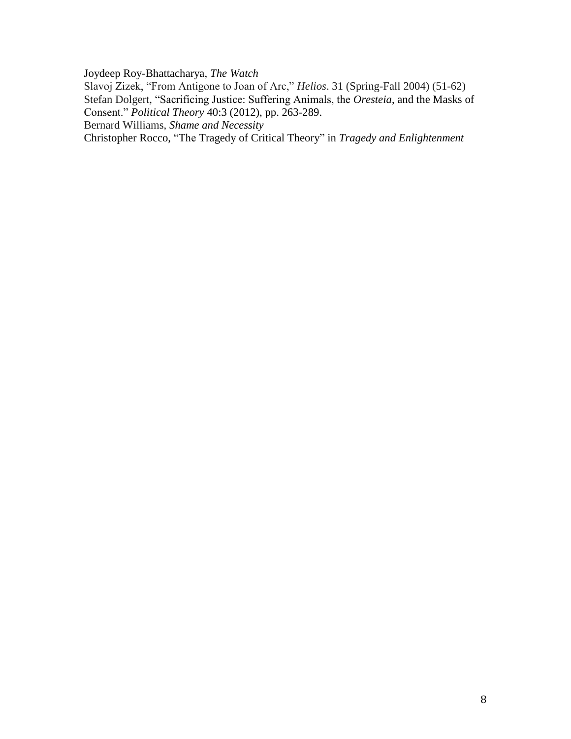Joydeep Roy-Bhattacharya, *The Watch*
Slavoj Zizek, "From Antigone to Joan of Arc," *Helios*. 31 (Spring-Fall 2004) (51-62)
Stefan Dolgert, "Sacrificing Justice: Suffering Animals, the *Oresteia*, and the Masks of Consent." *Political Theory* 40:3 (2012), pp. 263-289.
Bernard Williams, *Shame and Necessity*
Christopher Rocco, "The Tragedy of Critical Theory" in *Tragedy and Enlightenment*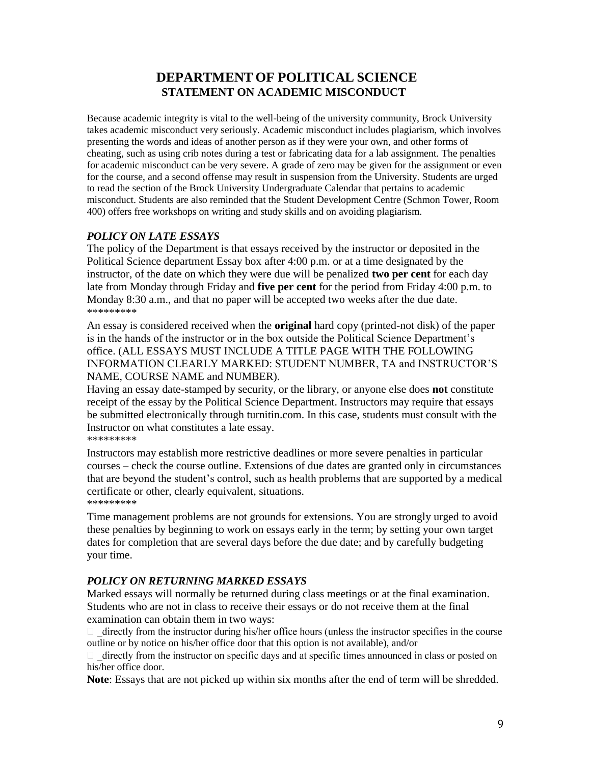# DEPARTMENT OF POLITICAL SCIENCE
## STATEMENT ON ACADEMIC MISCONDUCT

Because academic integrity is vital to the well-being of the university community, Brock University takes academic misconduct very seriously. Academic misconduct includes plagiarism, which involves presenting the words and ideas of another person as if they were your own, and other forms of cheating, such as using crib notes during a test or fabricating data for a lab assignment. The penalties for academic misconduct can be very severe. A grade of zero may be given for the assignment or even for the course, and a second offense may result in suspension from the University. Students are urged to read the section of the Brock University Undergraduate Calendar that pertains to academic misconduct. Students are also reminded that the Student Development Centre (Schmon Tower, Room 400) offers free workshops on writing and study skills and on avoiding plagiarism.

### *POLICY ON LATE ESSAYS*

The policy of the Department is that essays received by the instructor or deposited in the Political Science department Essay box after 4:00 p.m. or at a time designated by the instructor, of the date on which they were due will be penalized **two per cent** for each day late from Monday through Friday and **five per cent** for the period from Friday 4:00 p.m. to Monday 8:30 a.m., and that no paper will be accepted two weeks after the due date.

*********

An essay is considered received when the **original** hard copy (printed-not disk) of the paper is in the hands of the instructor or in the box outside the Political Science Department's office. (ALL ESSAYS MUST INCLUDE A TITLE PAGE WITH THE FOLLOWING INFORMATION CLEARLY MARKED: STUDENT NUMBER, TA and INSTRUCTOR'S NAME, COURSE NAME and NUMBER).

Having an essay date-stamped by security, or the library, or anyone else does **not** constitute receipt of the essay by the Political Science Department. Instructors may require that essays be submitted electronically through turnitin.com. In this case, students must consult with the Instructor on what constitutes a late essay.

*********

Instructors may establish more restrictive deadlines or more severe penalties in particular courses – check the course outline. Extensions of due dates are granted only in circumstances that are beyond the student's control, such as health problems that are supported by a medical certificate or other, clearly equivalent, situations.

*********

Time management problems are not grounds for extensions. You are strongly urged to avoid these penalties by beginning to work on essays early in the term; by setting your own target dates for completion that are several days before the due date; and by carefully budgeting your time.

### *POLICY ON RETURNING MARKED ESSAYS*

Marked essays will normally be returned during class meetings or at the final examination. Students who are not in class to receive their essays or do not receive them at the final examination can obtain them in two ways:

- directly from the instructor during his/her office hours (unless the instructor specifies in the course outline or by notice on his/her office door that this option is not available), and/or
- directly from the instructor on specific days and at specific times announced in class or posted on his/her office door.

**Note**: Essays that are not picked up within six months after the end of term will be shredded.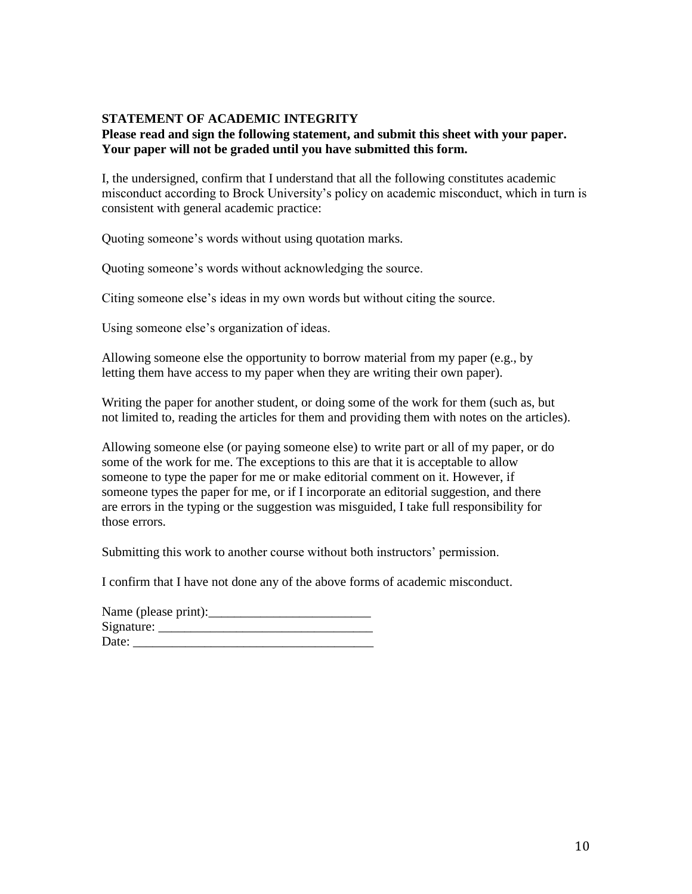**STATEMENT OF ACADEMIC INTEGRITY**

**Please read and sign the following statement, and submit this sheet with your paper. Your paper will not be graded until you have submitted this form.**

I, the undersigned, confirm that I understand that all the following constitutes academic misconduct according to Brock University's policy on academic misconduct, which in turn is consistent with general academic practice:

Quoting someone's words without using quotation marks.

Quoting someone's words without acknowledging the source.

Citing someone else's ideas in my own words but without citing the source.

Using someone else's organization of ideas.

Allowing someone else the opportunity to borrow material from my paper (e.g., by letting them have access to my paper when they are writing their own paper).

Writing the paper for another student, or doing some of the work for them (such as, but not limited to, reading the articles for them and providing them with notes on the articles).

Allowing someone else (or paying someone else) to write part or all of my paper, or do some of the work for me. The exceptions to this are that it is acceptable to allow someone to type the paper for me or make editorial comment on it. However, if someone types the paper for me, or if I incorporate an editorial suggestion, and there are errors in the typing or the suggestion was misguided, I take full responsibility for those errors.

Submitting this work to another course without both instructors' permission.

I confirm that I have not done any of the above forms of academic misconduct.

Name (please print):_________________________

Signature: ________________________________

Date: _____________________________________